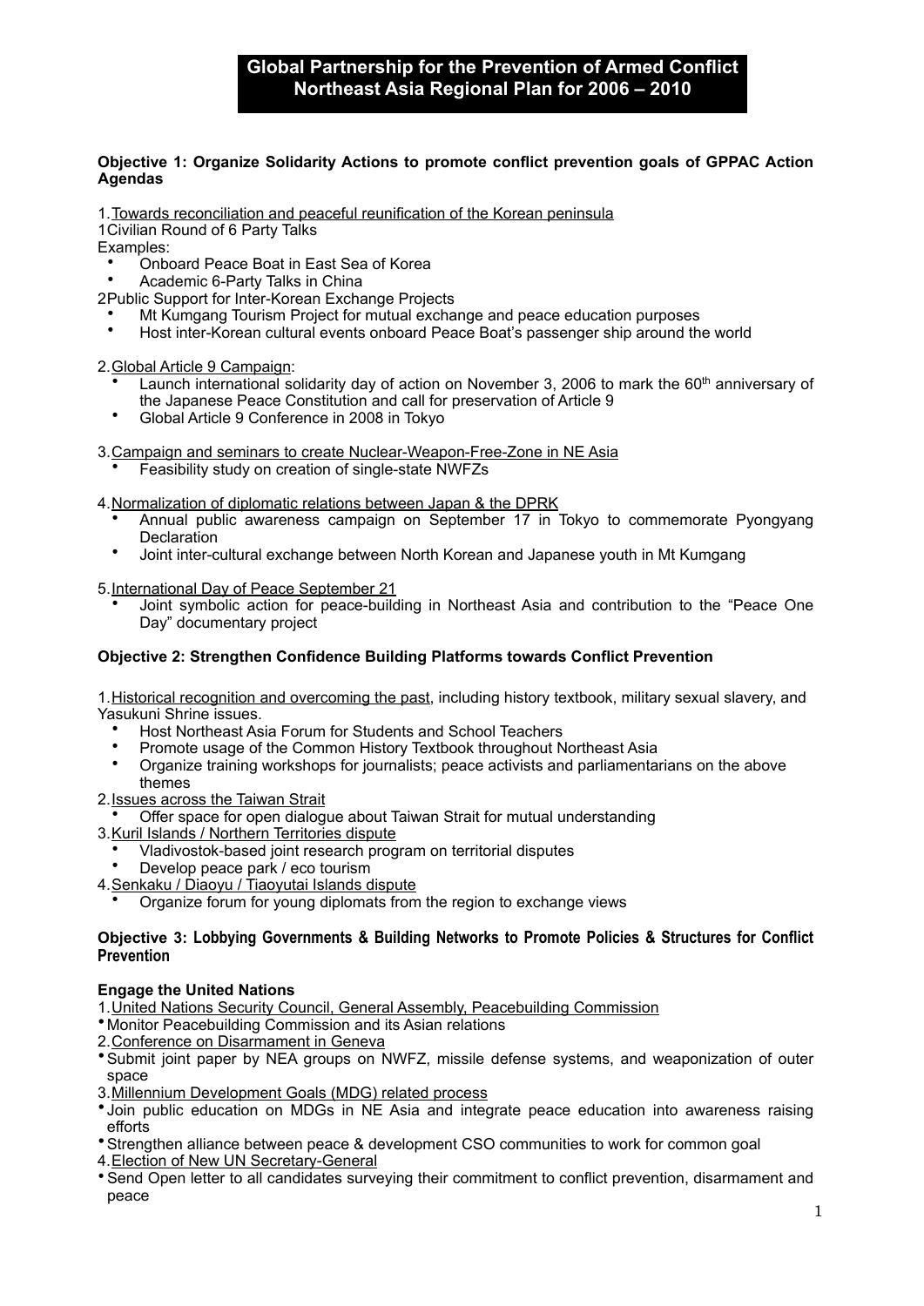# Global Partnership for the Prevention of Armed Conflict
# Northeast Asia Regional Plan for 2006 – 2010

**Objective 1: Organize Solidarity Actions to promote conflict prevention goals of GPPAC Action Agendas**

1. Towards reconciliation and peaceful reunification of the Korean peninsula

1 Civilian Round of 6 Party Talks

Examples:
- Onboard Peace Boat in East Sea of Korea
- Academic 6-Party Talks in China

2 Public Support for Inter-Korean Exchange Projects
- Mt Kumgang Tourism Project for mutual exchange and peace education purposes
- Host inter-Korean cultural events onboard Peace Boat's passenger ship around the world

2. Global Article 9 Campaign:
- Launch international solidarity day of action on November 3, 2006 to mark the 60th anniversary of the Japanese Peace Constitution and call for preservation of Article 9
- Global Article 9 Conference in 2008 in Tokyo

3. Campaign and seminars to create Nuclear-Weapon-Free-Zone in NE Asia
- Feasibility study on creation of single-state NWFZs

4. Normalization of diplomatic relations between Japan & the DPRK
- Annual public awareness campaign on September 17 in Tokyo to commemorate Pyongyang Declaration
- Joint inter-cultural exchange between North Korean and Japanese youth in Mt Kumgang

5. International Day of Peace September 21
- Joint symbolic action for peace-building in Northeast Asia and contribution to the "Peace One Day" documentary project

**Objective 2: Strengthen Confidence Building Platforms towards Conflict Prevention**

1. Historical recognition and overcoming the past, including history textbook, military sexual slavery, and Yasukuni Shrine issues.
- Host Northeast Asia Forum for Students and School Teachers
- Promote usage of the Common History Textbook throughout Northeast Asia
- Organize training workshops for journalists; peace activists and parliamentarians on the above themes

2. Issues across the Taiwan Strait
- Offer space for open dialogue about Taiwan Strait for mutual understanding

3. Kuril Islands / Northern Territories dispute
- Vladivostok-based joint research program on territorial disputes
- Develop peace park / eco tourism

4. Senkaku / Diaoyu / Tiaoyutai Islands dispute
- Organize forum for young diplomats from the region to exchange views

**Objective 3: Lobbying Governments & Building Networks to Promote Policies & Structures for Conflict Prevention**

**Engage the United Nations**

1. United Nations Security Council, General Assembly, Peacebuilding Commission
- Monitor Peacebuilding Commission and its Asian relations

2. Conference on Disarmament in Geneva
- Submit joint paper by NEA groups on NWFZ, missile defense systems, and weaponization of outer space

3. Millennium Development Goals (MDG) related process
- Join public education on MDGs in NE Asia and integrate peace education into awareness raising efforts
- Strengthen alliance between peace & development CSO communities to work for common goal

4. Election of New UN Secretary-General
- Send Open letter to all candidates surveying their commitment to conflict prevention, disarmament and peace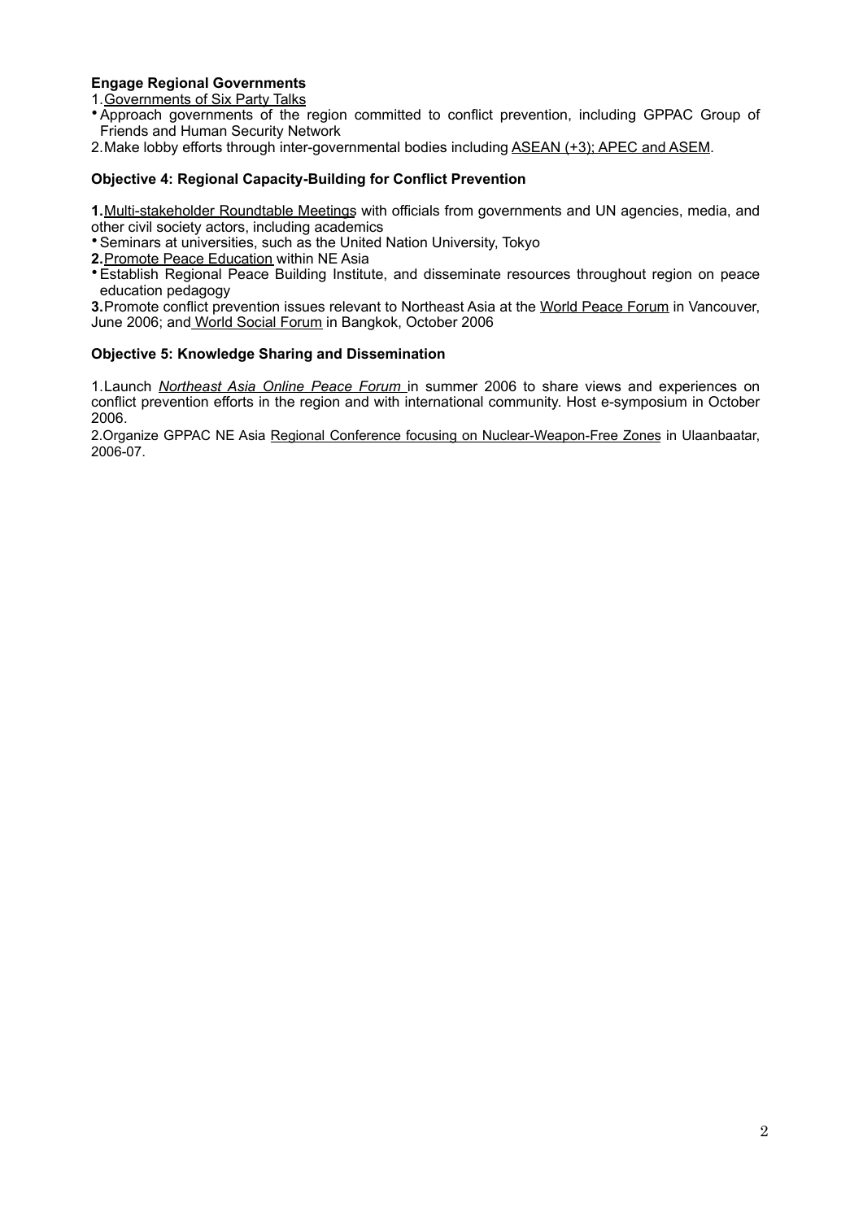**Engage Regional Governments**

1. Governments of Six Party Talks
- Approach governments of the region committed to conflict prevention, including GPPAC Group of Friends and Human Security Network

2. Make lobby efforts through inter-governmental bodies including ASEAN (+3); APEC and ASEM.

**Objective 4: Regional Capacity-Building for Conflict Prevention**

**1.** Multi-stakeholder Roundtable Meetings with officials from governments and UN agencies, media, and other civil society actors, including academics
- Seminars at universities, such as the United Nation University, Tokyo

**2.** Promote Peace Education within NE Asia
- Establish Regional Peace Building Institute, and disseminate resources throughout region on peace education pedagogy

**3.** Promote conflict prevention issues relevant to Northeast Asia at the World Peace Forum in Vancouver, June 2006; and World Social Forum in Bangkok, October 2006

**Objective 5: Knowledge Sharing and Dissemination**

1. Launch *Northeast Asia Online Peace Forum* in summer 2006 to share views and experiences on conflict prevention efforts in the region and with international community. Host e-symposium in October 2006.
2. Organize GPPAC NE Asia Regional Conference focusing on Nuclear-Weapon-Free Zones in Ulaanbaatar, 2006-07.